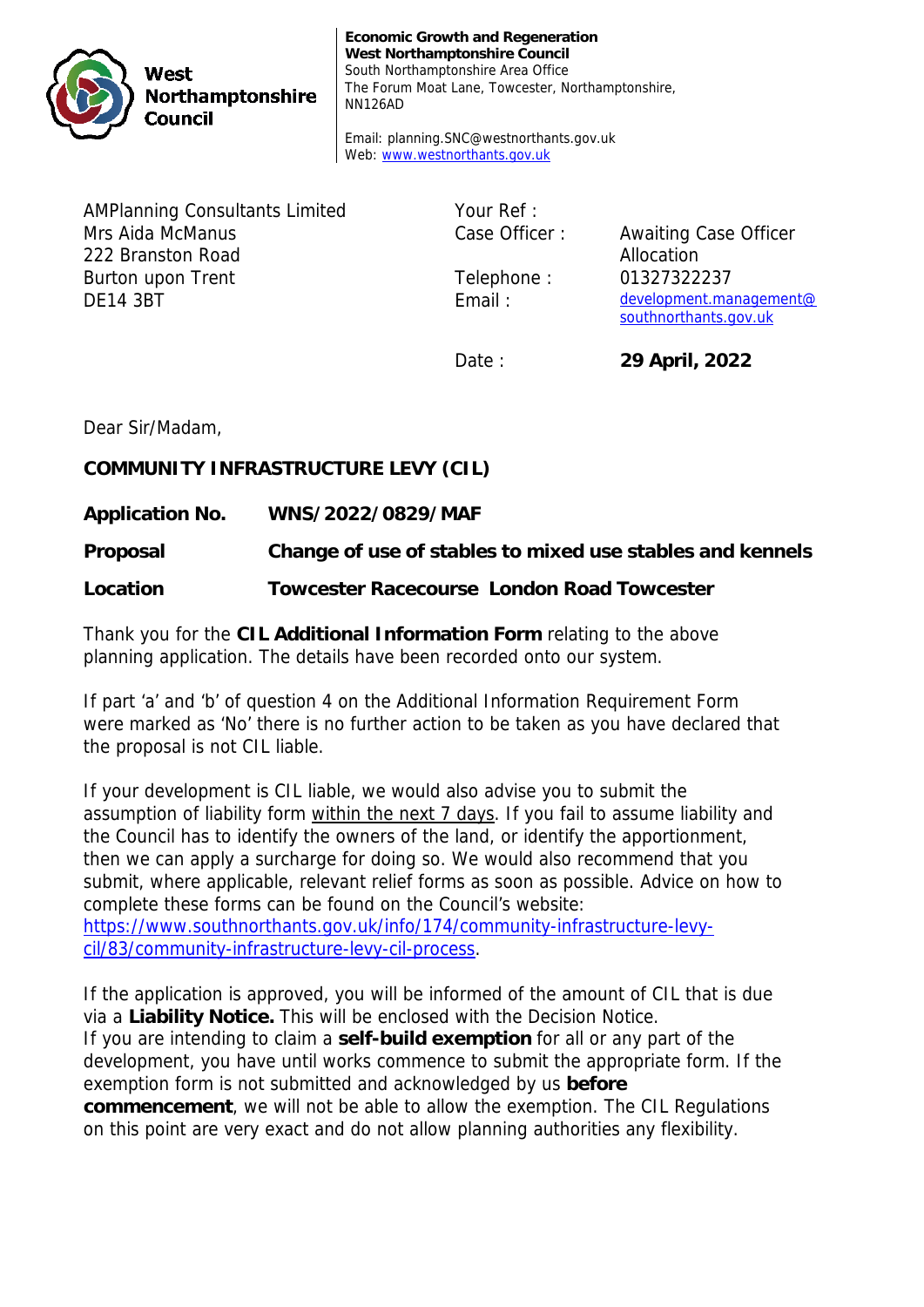West Northamptonshire Council

**Economic Growth and Regeneration**
**West Northamptonshire Council**
South Northamptonshire Area Office
The Forum Moat Lane, Towcester, Northamptonshire, NN126AD

Email: planning.SNC@westnorthants.gov.uk
Web: www.westnorthants.gov.uk

AMPlanning Consultants Limited
Mrs Aida McManus
222 Branston Road
Burton upon Trent
DE14 3BT

Your Ref :
Case Officer : Awaiting Case Officer Allocation
Telephone : 01327322237
Email : development.management@southnorthants.gov.uk

Date : **29 April, 2022**

Dear Sir/Madam,

**COMMUNITY INFRASTRUCTURE LEVY (CIL)**

**Application No.** **WNS/2022/0829/MAF**

**Proposal** **Change of use of stables to mixed use stables and kennels**

**Location** **Towcester Racecourse London Road Towcester**

Thank you for the **CIL Additional Information Form** relating to the above planning application. The details have been recorded onto our system.

If part 'a' and 'b' of question 4 on the Additional Information Requirement Form were marked as 'No' there is no further action to be taken as you have declared that the proposal is not CIL liable.

If your development is CIL liable, we would also advise you to submit the assumption of liability form within the next 7 days. If you fail to assume liability and the Council has to identify the owners of the land, or identify the apportionment, then we can apply a surcharge for doing so. We would also recommend that you submit, where applicable, relevant relief forms as soon as possible. Advice on how to complete these forms can be found on the Council's website: https://www.southnorthants.gov.uk/info/174/community-infrastructure-levy-cil/83/community-infrastructure-levy-cil-process.

If the application is approved, you will be informed of the amount of CIL that is due via a **Liability Notice.** This will be enclosed with the Decision Notice.
If you are intending to claim a **self-build exemption** for all or any part of the development, you have until works commence to submit the appropriate form. If the exemption form is not submitted and acknowledged by us **before commencement**, we will not be able to allow the exemption. The CIL Regulations on this point are very exact and do not allow planning authorities any flexibility.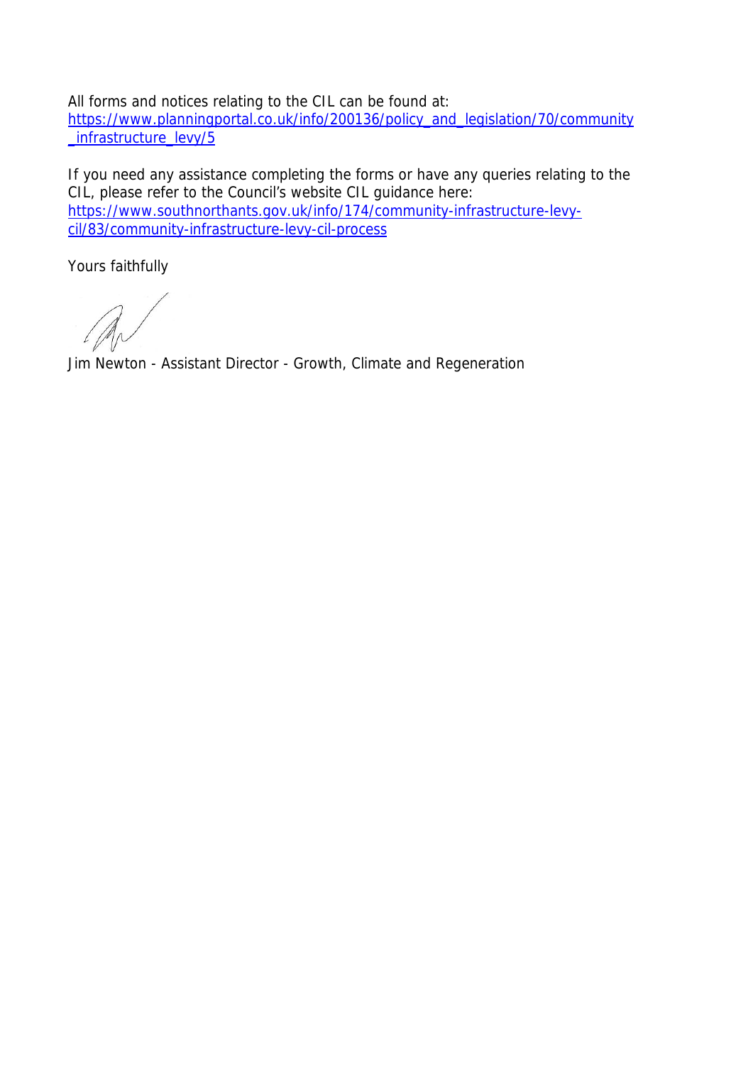All forms and notices relating to the CIL can be found at:
https://www.planningportal.co.uk/info/200136/policy_and_legislation/70/community_infrastructure_levy/5

If you need any assistance completing the forms or have any queries relating to the CIL, please refer to the Council's website CIL guidance here:
https://www.southnorthants.gov.uk/info/174/community-infrastructure-levy-cil/83/community-infrastructure-levy-cil-process

Yours faithfully

Jim Newton - Assistant Director - Growth, Climate and Regeneration